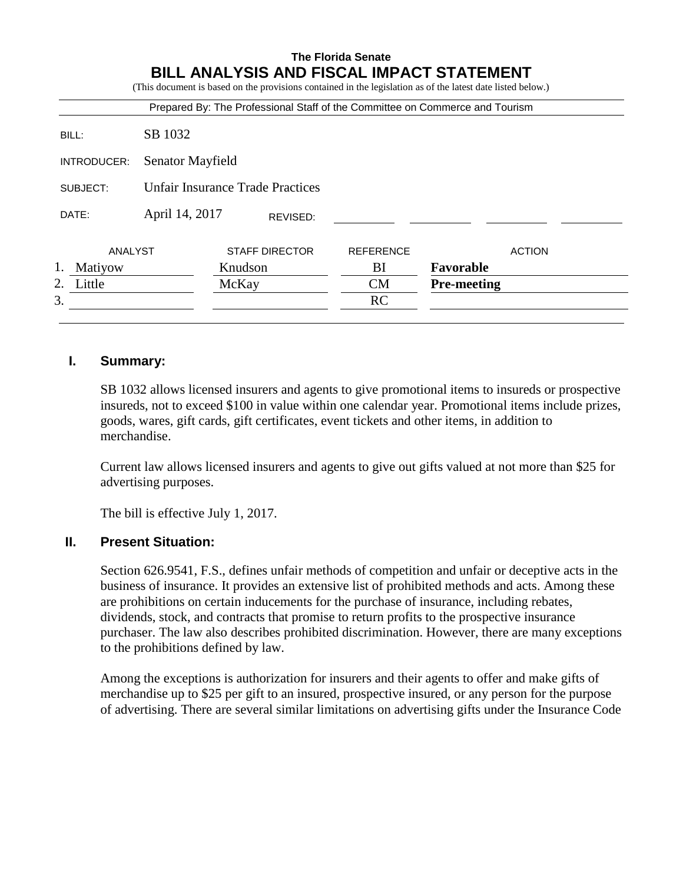**The Florida Senate**

# BILL ANALYSIS AND FISCAL IMPACT STATEMENT

(This document is based on the provisions contained in the legislation as of the latest date listed below.)

Prepared By: The Professional Staff of the Committee on Commerce and Tourism

| | |
|---|---|
| BILL: | SB 1032 |
| INTRODUCER: | Senator Mayfield |
| SUBJECT: | Unfair Insurance Trade Practices |
| DATE: | April 14, 2017 REVISED: |

| | ANALYST | STAFF DIRECTOR | REFERENCE | ACTION |
|---|---|---|---|---|
| 1. | Matiyow | Knudson | BI | **Favorable** |
| 2. | Little | McKay | CM | **Pre-meeting** |
| 3. | | | RC | |

## I. Summary:

SB 1032 allows licensed insurers and agents to give promotional items to insureds or prospective insureds, not to exceed $100 in value within one calendar year. Promotional items include prizes, goods, wares, gift cards, gift certificates, event tickets and other items, in addition to merchandise.

Current law allows licensed insurers and agents to give out gifts valued at not more than $25 for advertising purposes.

The bill is effective July 1, 2017.

## II. Present Situation:

Section 626.9541, F.S., defines unfair methods of competition and unfair or deceptive acts in the business of insurance. It provides an extensive list of prohibited methods and acts. Among these are prohibitions on certain inducements for the purchase of insurance, including rebates, dividends, stock, and contracts that promise to return profits to the prospective insurance purchaser. The law also describes prohibited discrimination. However, there are many exceptions to the prohibitions defined by law.

Among the exceptions is authorization for insurers and their agents to offer and make gifts of merchandise up to $25 per gift to an insured, prospective insured, or any person for the purpose of advertising. There are several similar limitations on advertising gifts under the Insurance Code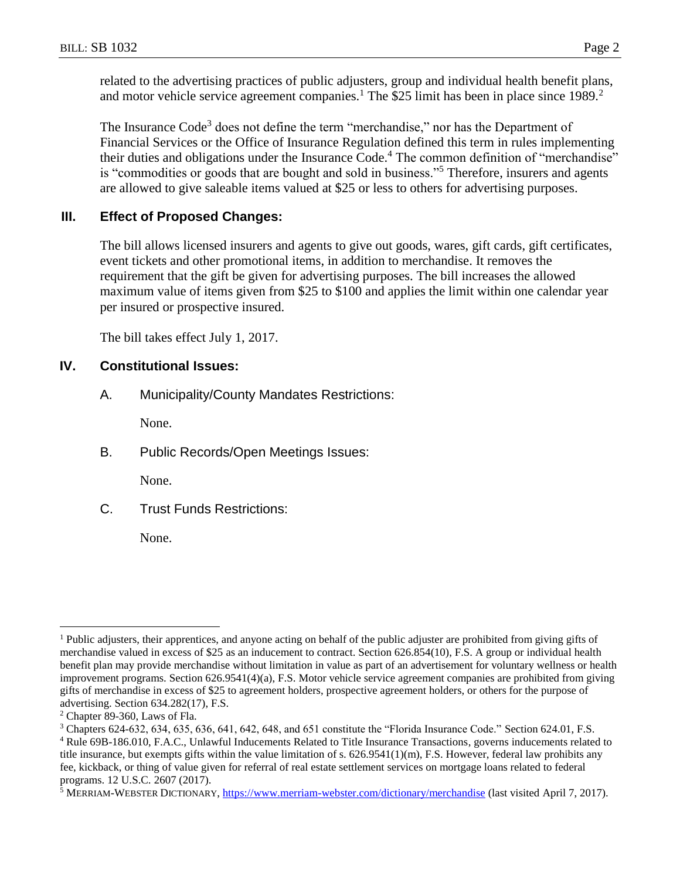related to the advertising practices of public adjusters, group and individual health benefit plans, and motor vehicle service agreement companies.[1] The $25 limit has been in place since 1989.[2]

The Insurance Code[3] does not define the term "merchandise," nor has the Department of Financial Services or the Office of Insurance Regulation defined this term in rules implementing their duties and obligations under the Insurance Code.[4] The common definition of "merchandise" is "commodities or goods that are bought and sold in business."[5] Therefore, insurers and agents are allowed to give saleable items valued at $25 or less to others for advertising purposes.

## III. Effect of Proposed Changes:

The bill allows licensed insurers and agents to give out goods, wares, gift cards, gift certificates, event tickets and other promotional items, in addition to merchandise. It removes the requirement that the gift be given for advertising purposes. The bill increases the allowed maximum value of items given from $25 to $100 and applies the limit within one calendar year per insured or prospective insured.

The bill takes effect July 1, 2017.

## IV. Constitutional Issues:

A. Municipality/County Mandates Restrictions:

None.

B. Public Records/Open Meetings Issues:

None.

C. Trust Funds Restrictions:

None.

---

[1] Public adjusters, their apprentices, and anyone acting on behalf of the public adjuster are prohibited from giving gifts of merchandise valued in excess of $25 as an inducement to contract. Section 626.854(10), F.S. A group or individual health benefit plan may provide merchandise without limitation in value as part of an advertisement for voluntary wellness or health improvement programs. Section 626.9541(4)(a), F.S. Motor vehicle service agreement companies are prohibited from giving gifts of merchandise in excess of $25 to agreement holders, prospective agreement holders, or others for the purpose of advertising. Section 634.282(17), F.S.

[2] Chapter 89-360, Laws of Fla.

[3] Chapters 624-632, 634, 635, 636, 641, 642, 648, and 651 constitute the "Florida Insurance Code." Section 624.01, F.S.

[4] Rule 69B-186.010, F.A.C., Unlawful Inducements Related to Title Insurance Transactions, governs inducements related to title insurance, but exempts gifts within the value limitation of s. 626.9541(1)(m), F.S. However, federal law prohibits any fee, kickback, or thing of value given for referral of real estate settlement services on mortgage loans related to federal programs. 12 U.S.C. 2607 (2017).

[5] MERRIAM-WEBSTER DICTIONARY, https://www.merriam-webster.com/dictionary/merchandise (last visited April 7, 2017).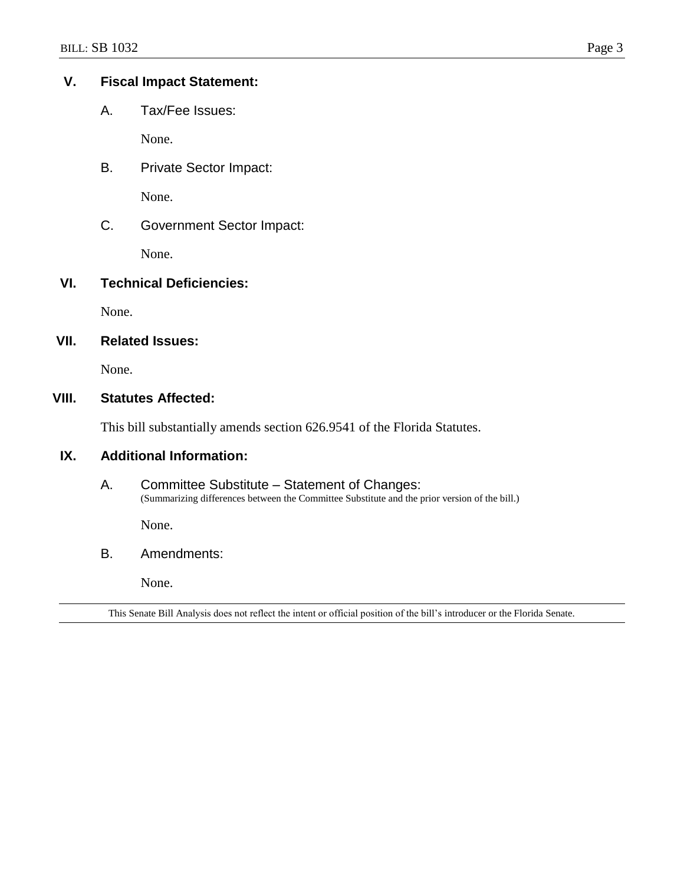## V. Fiscal Impact Statement:

### A. Tax/Fee Issues:

None.

### B. Private Sector Impact:

None.

### C. Government Sector Impact:

None.

## VI. Technical Deficiencies:

None.

## VII. Related Issues:

None.

## VIII. Statutes Affected:

This bill substantially amends section 626.9541 of the Florida Statutes.

## IX. Additional Information:

### A. Committee Substitute – Statement of Changes:

(Summarizing differences between the Committee Substitute and the prior version of the bill.)

None.

### B. Amendments:

None.

---

This Senate Bill Analysis does not reflect the intent or official position of the bill's introducer or the Florida Senate.

---